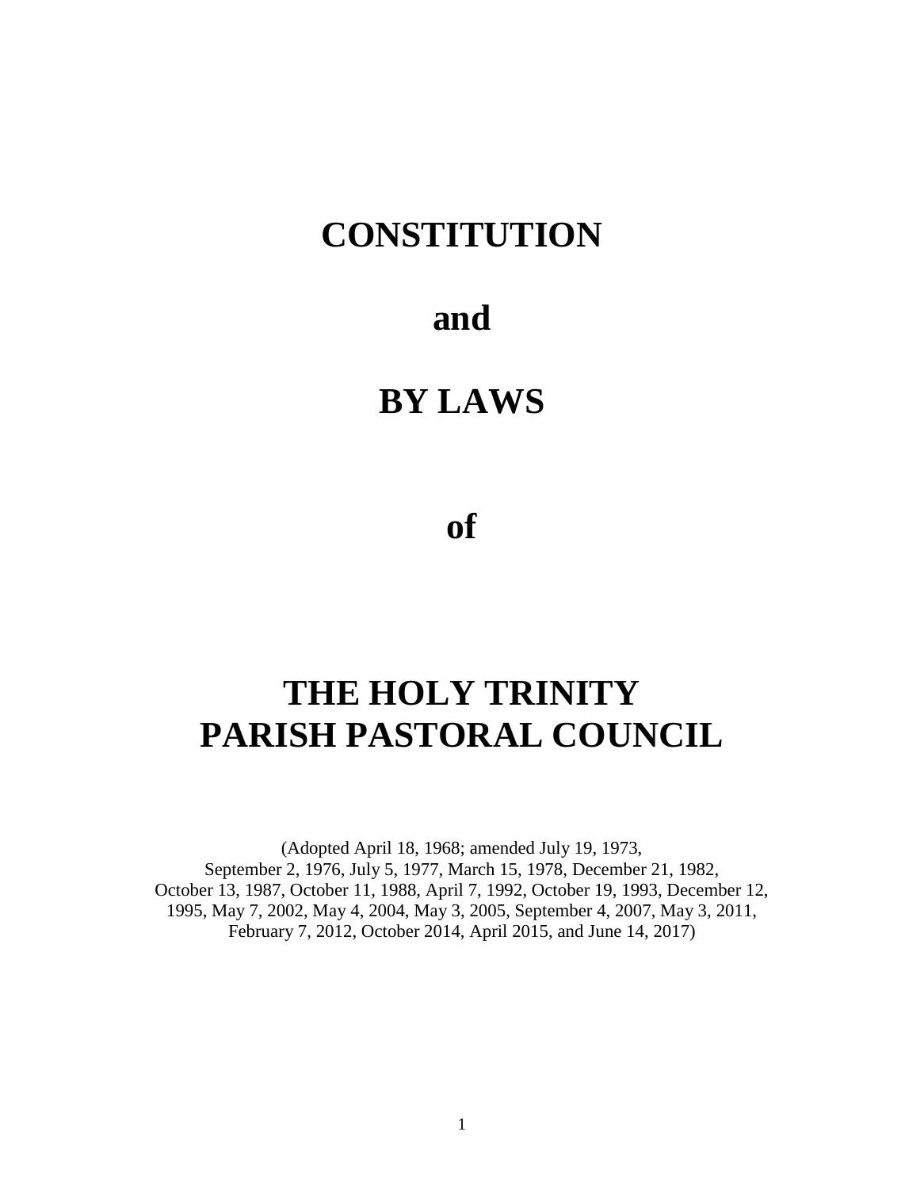# CONSTITUTION

# and

# BY LAWS

# of

# THE HOLY TRINITY PARISH PASTORAL COUNCIL

(Adopted April 18, 1968; amended July 19, 1973, September 2, 1976, July 5, 1977, March 15, 1978, December 21, 1982, October 13, 1987, October 11, 1988, April 7, 1992, October 19, 1993, December 12, 1995, May 7, 2002, May 4, 2004, May 3, 2005, September 4, 2007, May 3, 2011, February 7, 2012, October 2014, April 2015, and June 14, 2017)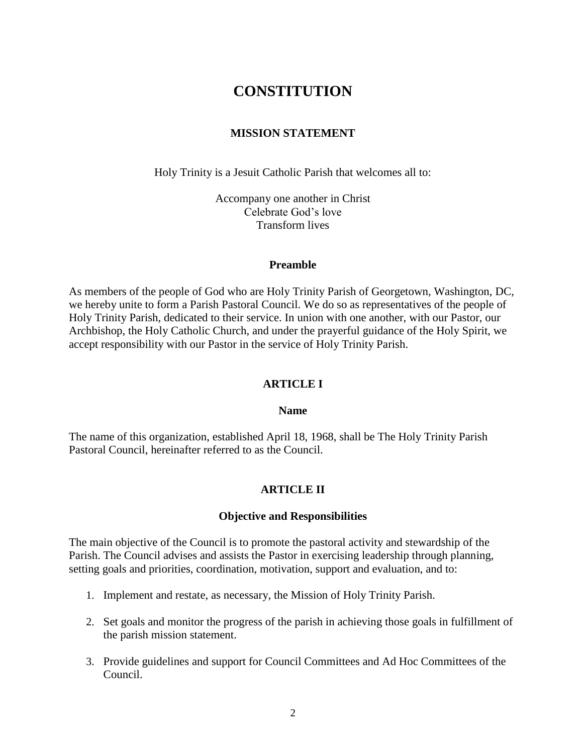# CONSTITUTION

## MISSION STATEMENT

Holy Trinity is a Jesuit Catholic Parish that welcomes all to:

Accompany one another in Christ
Celebrate God's love
Transform lives

### Preamble

As members of the people of God who are Holy Trinity Parish of Georgetown, Washington, DC, we hereby unite to form a Parish Pastoral Council. We do so as representatives of the people of Holy Trinity Parish, dedicated to their service. In union with one another, with our Pastor, our Archbishop, the Holy Catholic Church, and under the prayerful guidance of the Holy Spirit, we accept responsibility with our Pastor in the service of Holy Trinity Parish.

## ARTICLE I

### Name

The name of this organization, established April 18, 1968, shall be The Holy Trinity Parish Pastoral Council, hereinafter referred to as the Council.

## ARTICLE II

### Objective and Responsibilities

The main objective of the Council is to promote the pastoral activity and stewardship of the Parish. The Council advises and assists the Pastor in exercising leadership through planning, setting goals and priorities, coordination, motivation, support and evaluation, and to:

1. Implement and restate, as necessary, the Mission of Holy Trinity Parish.
2. Set goals and monitor the progress of the parish in achieving those goals in fulfillment of the parish mission statement.
3. Provide guidelines and support for Council Committees and Ad Hoc Committees of the Council.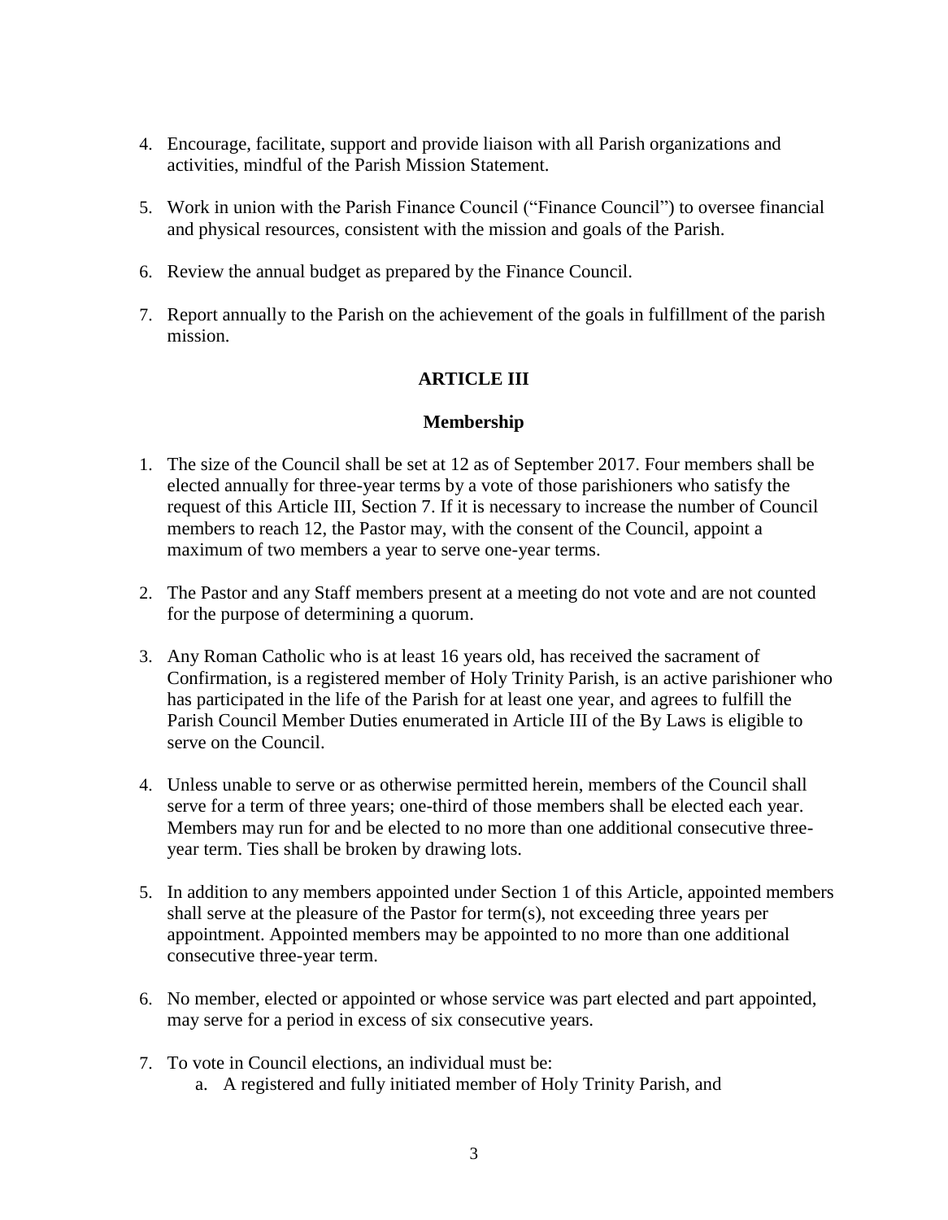4. Encourage, facilitate, support and provide liaison with all Parish organizations and activities, mindful of the Parish Mission Statement.

5. Work in union with the Parish Finance Council ("Finance Council") to oversee financial and physical resources, consistent with the mission and goals of the Parish.

6. Review the annual budget as prepared by the Finance Council.

7. Report annually to the Parish on the achievement of the goals in fulfillment of the parish mission.

## ARTICLE III

## Membership

1. The size of the Council shall be set at 12 as of September 2017. Four members shall be elected annually for three-year terms by a vote of those parishioners who satisfy the request of this Article III, Section 7. If it is necessary to increase the number of Council members to reach 12, the Pastor may, with the consent of the Council, appoint a maximum of two members a year to serve one-year terms.

2. The Pastor and any Staff members present at a meeting do not vote and are not counted for the purpose of determining a quorum.

3. Any Roman Catholic who is at least 16 years old, has received the sacrament of Confirmation, is a registered member of Holy Trinity Parish, is an active parishioner who has participated in the life of the Parish for at least one year, and agrees to fulfill the Parish Council Member Duties enumerated in Article III of the By Laws is eligible to serve on the Council.

4. Unless unable to serve or as otherwise permitted herein, members of the Council shall serve for a term of three years; one-third of those members shall be elected each year. Members may run for and be elected to no more than one additional consecutive three-year term. Ties shall be broken by drawing lots.

5. In addition to any members appointed under Section 1 of this Article, appointed members shall serve at the pleasure of the Pastor for term(s), not exceeding three years per appointment. Appointed members may be appointed to no more than one additional consecutive three-year term.

6. No member, elected or appointed or whose service was part elected and part appointed, may serve for a period in excess of six consecutive years.

7. To vote in Council elections, an individual must be:
   a. A registered and fully initiated member of Holy Trinity Parish, and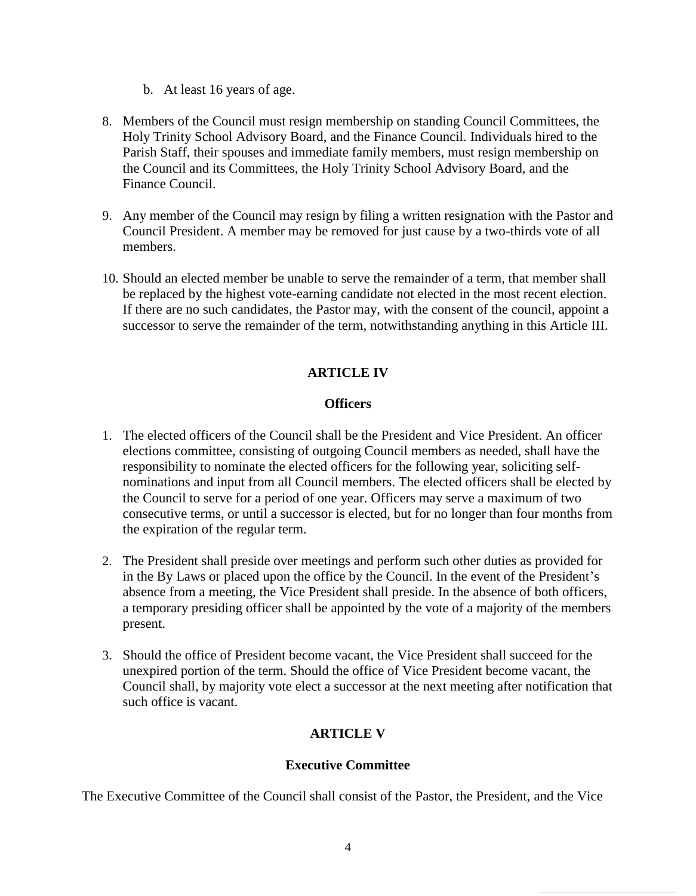b. At least 16 years of age.

8. Members of the Council must resign membership on standing Council Committees, the Holy Trinity School Advisory Board, and the Finance Council. Individuals hired to the Parish Staff, their spouses and immediate family members, must resign membership on the Council and its Committees, the Holy Trinity School Advisory Board, and the Finance Council.

9. Any member of the Council may resign by filing a written resignation with the Pastor and Council President. A member may be removed for just cause by a two-thirds vote of all members.

10. Should an elected member be unable to serve the remainder of a term, that member shall be replaced by the highest vote-earning candidate not elected in the most recent election. If there are no such candidates, the Pastor may, with the consent of the council, appoint a successor to serve the remainder of the term, notwithstanding anything in this Article III.

## ARTICLE IV

### Officers

1. The elected officers of the Council shall be the President and Vice President. An officer elections committee, consisting of outgoing Council members as needed, shall have the responsibility to nominate the elected officers for the following year, soliciting self-nominations and input from all Council members. The elected officers shall be elected by the Council to serve for a period of one year. Officers may serve a maximum of two consecutive terms, or until a successor is elected, but for no longer than four months from the expiration of the regular term.

2. The President shall preside over meetings and perform such other duties as provided for in the By Laws or placed upon the office by the Council. In the event of the President's absence from a meeting, the Vice President shall preside. In the absence of both officers, a temporary presiding officer shall be appointed by the vote of a majority of the members present.

3. Should the office of President become vacant, the Vice President shall succeed for the unexpired portion of the term. Should the office of Vice President become vacant, the Council shall, by majority vote elect a successor at the next meeting after notification that such office is vacant.

## ARTICLE V

### Executive Committee

The Executive Committee of the Council shall consist of the Pastor, the President, and the Vice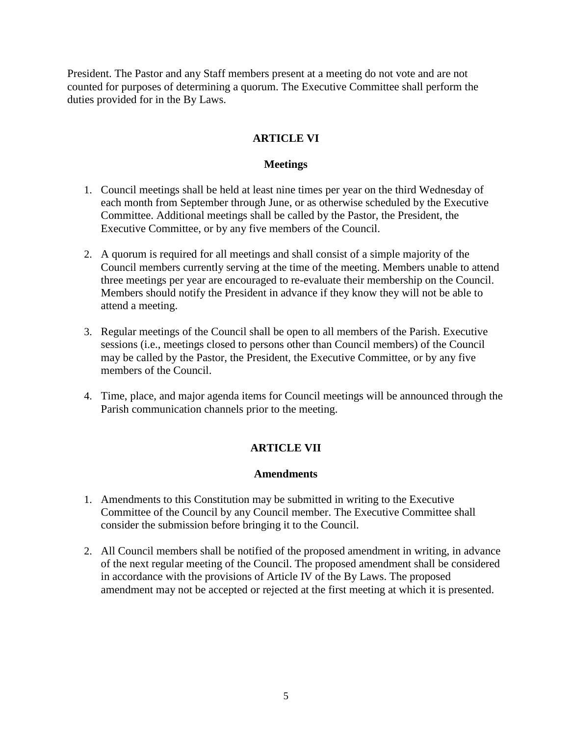President. The Pastor and any Staff members present at a meeting do not vote and are not counted for purposes of determining a quorum. The Executive Committee shall perform the duties provided for in the By Laws.

## ARTICLE VI

### Meetings

1. Council meetings shall be held at least nine times per year on the third Wednesday of each month from September through June, or as otherwise scheduled by the Executive Committee. Additional meetings shall be called by the Pastor, the President, the Executive Committee, or by any five members of the Council.

2. A quorum is required for all meetings and shall consist of a simple majority of the Council members currently serving at the time of the meeting. Members unable to attend three meetings per year are encouraged to re-evaluate their membership on the Council. Members should notify the President in advance if they know they will not be able to attend a meeting.

3. Regular meetings of the Council shall be open to all members of the Parish. Executive sessions (i.e., meetings closed to persons other than Council members) of the Council may be called by the Pastor, the President, the Executive Committee, or by any five members of the Council.

4. Time, place, and major agenda items for Council meetings will be announced through the Parish communication channels prior to the meeting.

## ARTICLE VII

### Amendments

1. Amendments to this Constitution may be submitted in writing to the Executive Committee of the Council by any Council member. The Executive Committee shall consider the submission before bringing it to the Council.

2. All Council members shall be notified of the proposed amendment in writing, in advance of the next regular meeting of the Council. The proposed amendment shall be considered in accordance with the provisions of Article IV of the By Laws. The proposed amendment may not be accepted or rejected at the first meeting at which it is presented.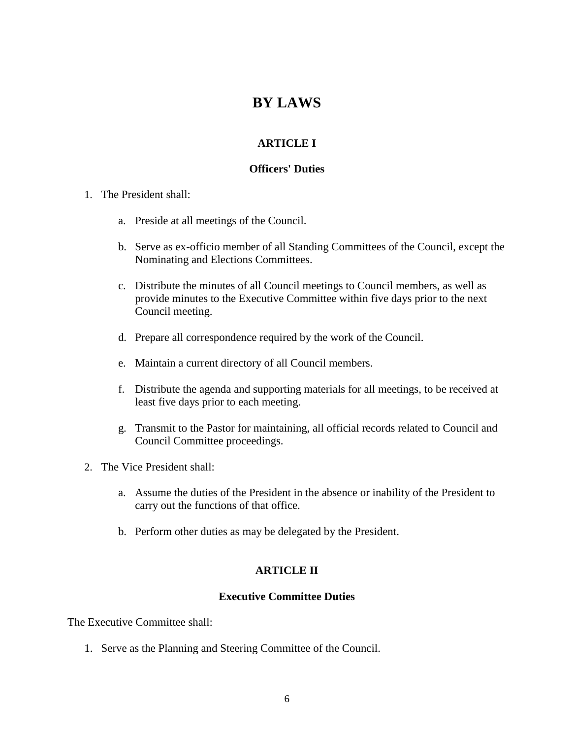# BY LAWS

## ARTICLE I

### Officers' Duties

1. The President shall:

    a. Preside at all meetings of the Council.

    b. Serve as ex-officio member of all Standing Committees of the Council, except the Nominating and Elections Committees.

    c. Distribute the minutes of all Council meetings to Council members, as well as provide minutes to the Executive Committee within five days prior to the next Council meeting.

    d. Prepare all correspondence required by the work of the Council.

    e. Maintain a current directory of all Council members.

    f. Distribute the agenda and supporting materials for all meetings, to be received at least five days prior to each meeting.

    g. Transmit to the Pastor for maintaining, all official records related to Council and Council Committee proceedings.

2. The Vice President shall:

    a. Assume the duties of the President in the absence or inability of the President to carry out the functions of that office.

    b. Perform other duties as may be delegated by the President.

## ARTICLE II

### Executive Committee Duties

The Executive Committee shall:

1. Serve as the Planning and Steering Committee of the Council.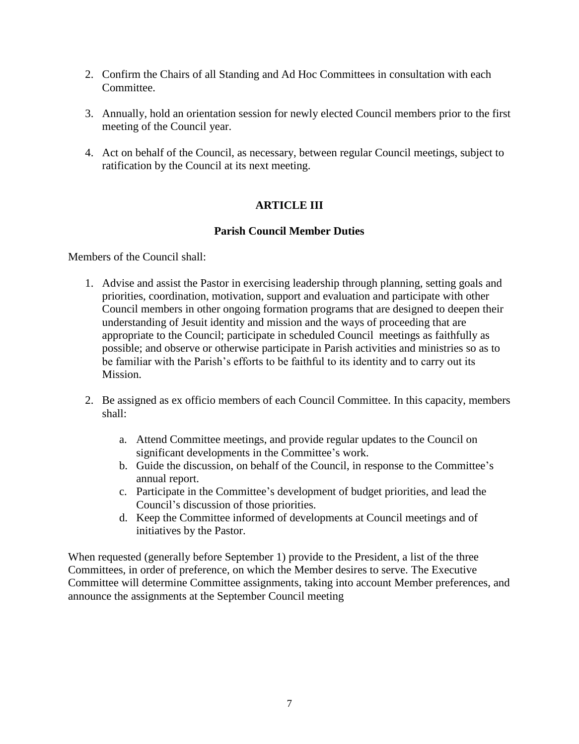2. Confirm the Chairs of all Standing and Ad Hoc Committees in consultation with each Committee.

3. Annually, hold an orientation session for newly elected Council members prior to the first meeting of the Council year.

4. Act on behalf of the Council, as necessary, between regular Council meetings, subject to ratification by the Council at its next meeting.

## ARTICLE III

### Parish Council Member Duties

Members of the Council shall:

1. Advise and assist the Pastor in exercising leadership through planning, setting goals and priorities, coordination, motivation, support and evaluation and participate with other Council members in other ongoing formation programs that are designed to deepen their understanding of Jesuit identity and mission and the ways of proceeding that are appropriate to the Council; participate in scheduled Council meetings as faithfully as possible; and observe or otherwise participate in Parish activities and ministries so as to be familiar with the Parish's efforts to be faithful to its identity and to carry out its Mission.

2. Be assigned as ex officio members of each Council Committee. In this capacity, members shall:

   a. Attend Committee meetings, and provide regular updates to the Council on significant developments in the Committee's work.
   b. Guide the discussion, on behalf of the Council, in response to the Committee's annual report.
   c. Participate in the Committee's development of budget priorities, and lead the Council's discussion of those priorities.
   d. Keep the Committee informed of developments at Council meetings and of initiatives by the Pastor.

When requested (generally before September 1) provide to the President, a list of the three Committees, in order of preference, on which the Member desires to serve. The Executive Committee will determine Committee assignments, taking into account Member preferences, and announce the assignments at the September Council meeting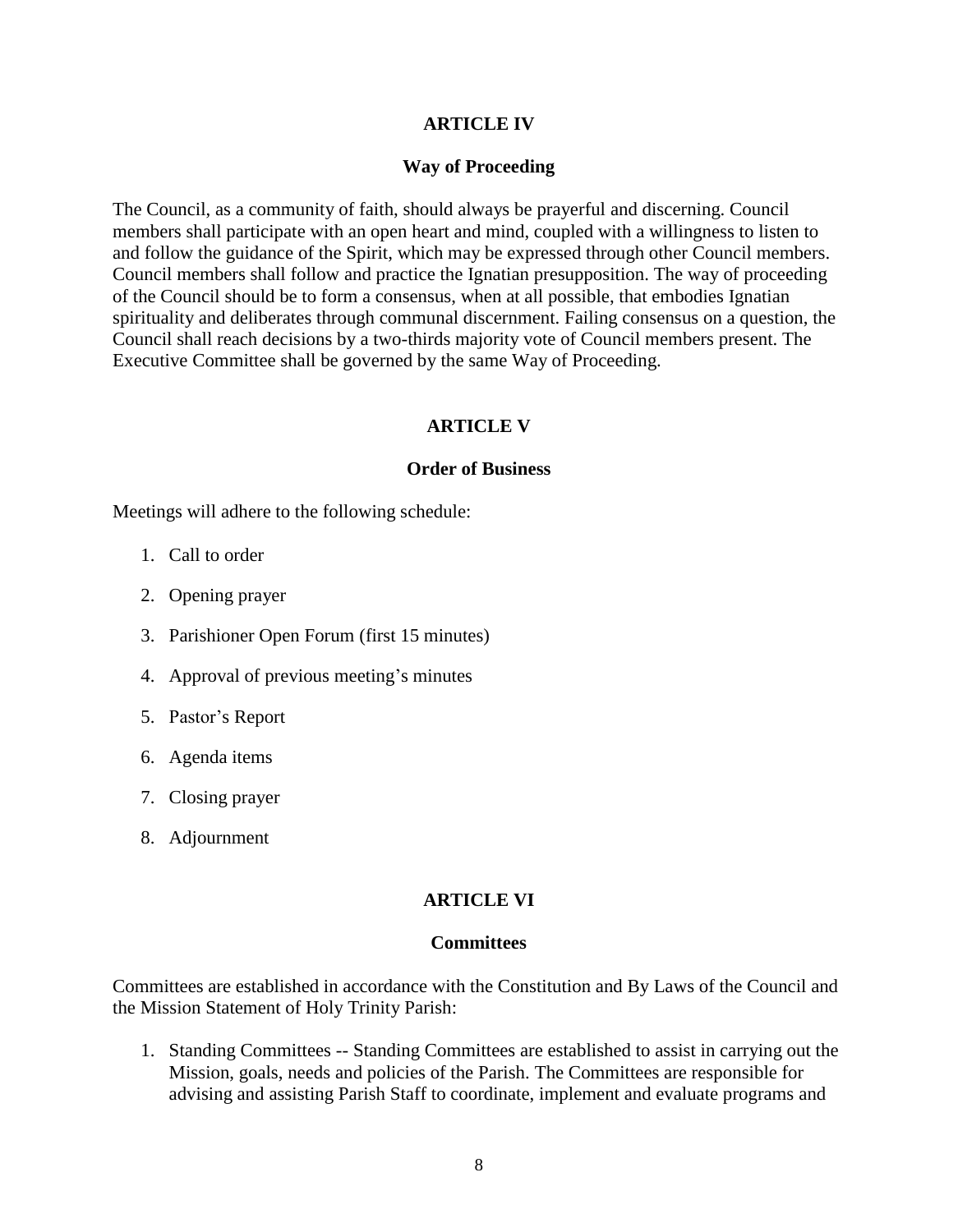## ARTICLE IV

### Way of Proceeding

The Council, as a community of faith, should always be prayerful and discerning. Council members shall participate with an open heart and mind, coupled with a willingness to listen to and follow the guidance of the Spirit, which may be expressed through other Council members. Council members shall follow and practice the Ignatian presupposition. The way of proceeding of the Council should be to form a consensus, when at all possible, that embodies Ignatian spirituality and deliberates through communal discernment. Failing consensus on a question, the Council shall reach decisions by a two-thirds majority vote of Council members present. The Executive Committee shall be governed by the same Way of Proceeding.

## ARTICLE V

### Order of Business

Meetings will adhere to the following schedule:

1. Call to order
2. Opening prayer
3. Parishioner Open Forum (first 15 minutes)
4. Approval of previous meeting's minutes
5. Pastor's Report
6. Agenda items
7. Closing prayer
8. Adjournment

## ARTICLE VI

### Committees

Committees are established in accordance with the Constitution and By Laws of the Council and the Mission Statement of Holy Trinity Parish:

1. Standing Committees -- Standing Committees are established to assist in carrying out the Mission, goals, needs and policies of the Parish. The Committees are responsible for advising and assisting Parish Staff to coordinate, implement and evaluate programs and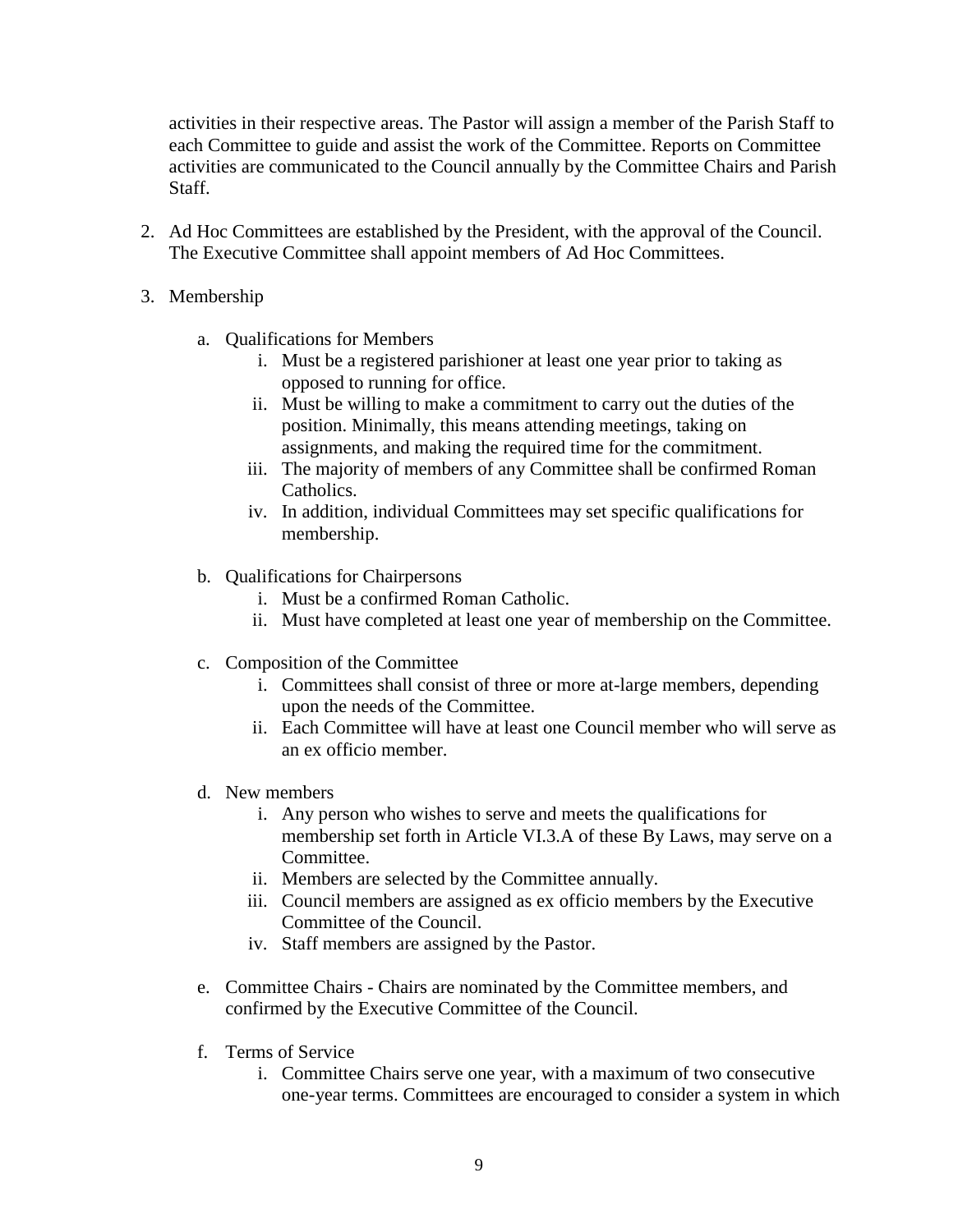activities in their respective areas. The Pastor will assign a member of the Parish Staff to each Committee to guide and assist the work of the Committee. Reports on Committee activities are communicated to the Council annually by the Committee Chairs and Parish Staff.

2. Ad Hoc Committees are established by the President, with the approval of the Council. The Executive Committee shall appoint members of Ad Hoc Committees.

3. Membership

   a. Qualifications for Members
      i. Must be a registered parishioner at least one year prior to taking as opposed to running for office.
      ii. Must be willing to make a commitment to carry out the duties of the position. Minimally, this means attending meetings, taking on assignments, and making the required time for the commitment.
      iii. The majority of members of any Committee shall be confirmed Roman Catholics.
      iv. In addition, individual Committees may set specific qualifications for membership.

   b. Qualifications for Chairpersons
      i. Must be a confirmed Roman Catholic.
      ii. Must have completed at least one year of membership on the Committee.

   c. Composition of the Committee
      i. Committees shall consist of three or more at-large members, depending upon the needs of the Committee.
      ii. Each Committee will have at least one Council member who will serve as an ex officio member.

   d. New members
      i. Any person who wishes to serve and meets the qualifications for membership set forth in Article VI.3.A of these By Laws, may serve on a Committee.
      ii. Members are selected by the Committee annually.
      iii. Council members are assigned as ex officio members by the Executive Committee of the Council.
      iv. Staff members are assigned by the Pastor.

   e. Committee Chairs - Chairs are nominated by the Committee members, and confirmed by the Executive Committee of the Council.

   f. Terms of Service
      i. Committee Chairs serve one year, with a maximum of two consecutive one-year terms. Committees are encouraged to consider a system in which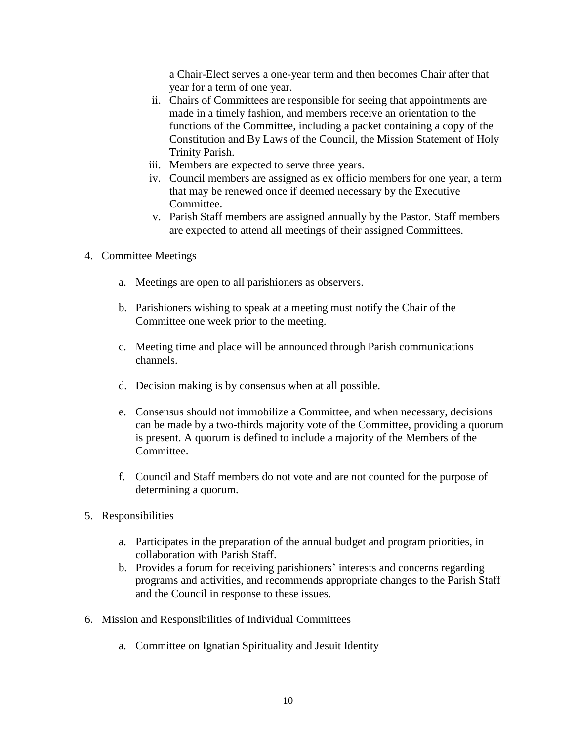a Chair-Elect serves a one-year term and then becomes Chair after that year for a term of one year.

ii. Chairs of Committees are responsible for seeing that appointments are made in a timely fashion, and members receive an orientation to the functions of the Committee, including a packet containing a copy of the Constitution and By Laws of the Council, the Mission Statement of Holy Trinity Parish.

iii. Members are expected to serve three years.

iv. Council members are assigned as ex officio members for one year, a term that may be renewed once if deemed necessary by the Executive Committee.

v. Parish Staff members are assigned annually by the Pastor. Staff members are expected to attend all meetings of their assigned Committees.

4. Committee Meetings

   a. Meetings are open to all parishioners as observers.

   b. Parishioners wishing to speak at a meeting must notify the Chair of the Committee one week prior to the meeting.

   c. Meeting time and place will be announced through Parish communications channels.

   d. Decision making is by consensus when at all possible.

   e. Consensus should not immobilize a Committee, and when necessary, decisions can be made by a two-thirds majority vote of the Committee, providing a quorum is present. A quorum is defined to include a majority of the Members of the Committee.

   f. Council and Staff members do not vote and are not counted for the purpose of determining a quorum.

5. Responsibilities

   a. Participates in the preparation of the annual budget and program priorities, in collaboration with Parish Staff.
   b. Provides a forum for receiving parishioners' interests and concerns regarding programs and activities, and recommends appropriate changes to the Parish Staff and the Council in response to these issues.

6. Mission and Responsibilities of Individual Committees

   a. <u>Committee on Ignatian Spirituality and Jesuit Identity</u>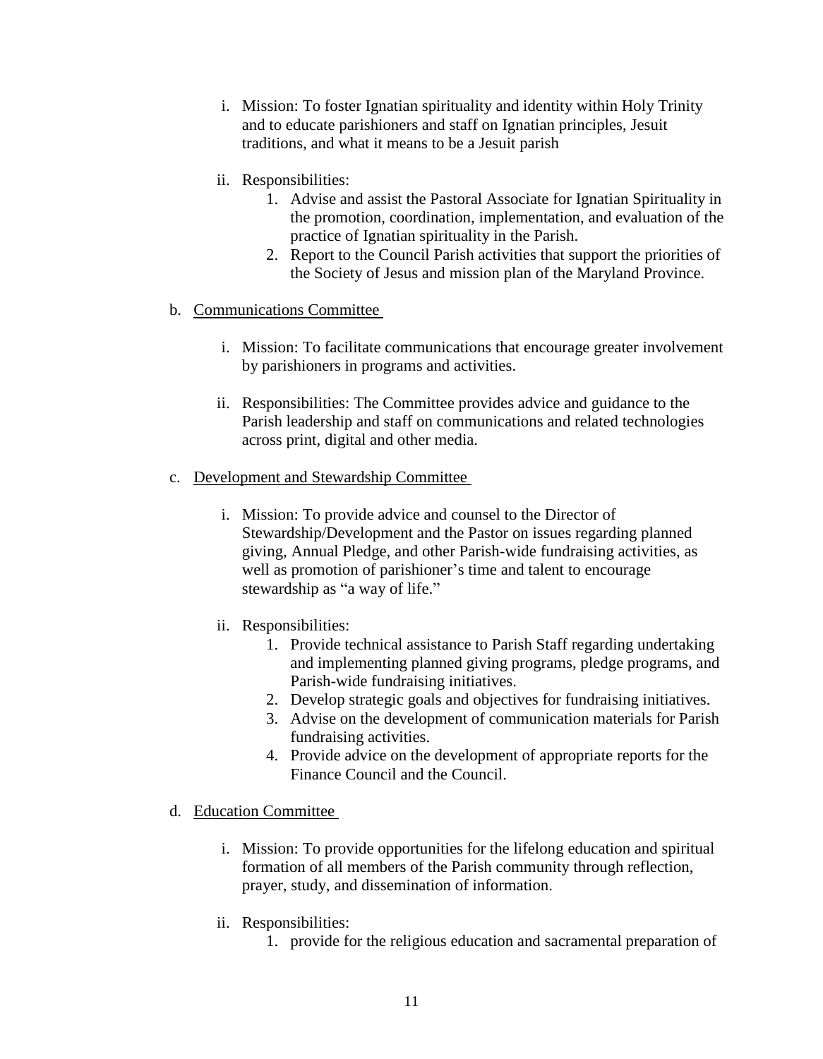i. Mission: To foster Ignatian spirituality and identity within Holy Trinity and to educate parishioners and staff on Ignatian principles, Jesuit traditions, and what it means to be a Jesuit parish

ii. Responsibilities:
    1. Advise and assist the Pastoral Associate for Ignatian Spirituality in the promotion, coordination, implementation, and evaluation of the practice of Ignatian spirituality in the Parish.
    2. Report to the Council Parish activities that support the priorities of the Society of Jesus and mission plan of the Maryland Province.

b. <u>Communications Committee</u>

i. Mission: To facilitate communications that encourage greater involvement by parishioners in programs and activities.

ii. Responsibilities: The Committee provides advice and guidance to the Parish leadership and staff on communications and related technologies across print, digital and other media.

c. <u>Development and Stewardship Committee</u>

i. Mission: To provide advice and counsel to the Director of Stewardship/Development and the Pastor on issues regarding planned giving, Annual Pledge, and other Parish-wide fundraising activities, as well as promotion of parishioner's time and talent to encourage stewardship as "a way of life."

ii. Responsibilities:
    1. Provide technical assistance to Parish Staff regarding undertaking and implementing planned giving programs, pledge programs, and Parish-wide fundraising initiatives.
    2. Develop strategic goals and objectives for fundraising initiatives.
    3. Advise on the development of communication materials for Parish fundraising activities.
    4. Provide advice on the development of appropriate reports for the Finance Council and the Council.

d. <u>Education Committee</u>

i. Mission: To provide opportunities for the lifelong education and spiritual formation of all members of the Parish community through reflection, prayer, study, and dissemination of information.

ii. Responsibilities:
    1. provide for the religious education and sacramental preparation of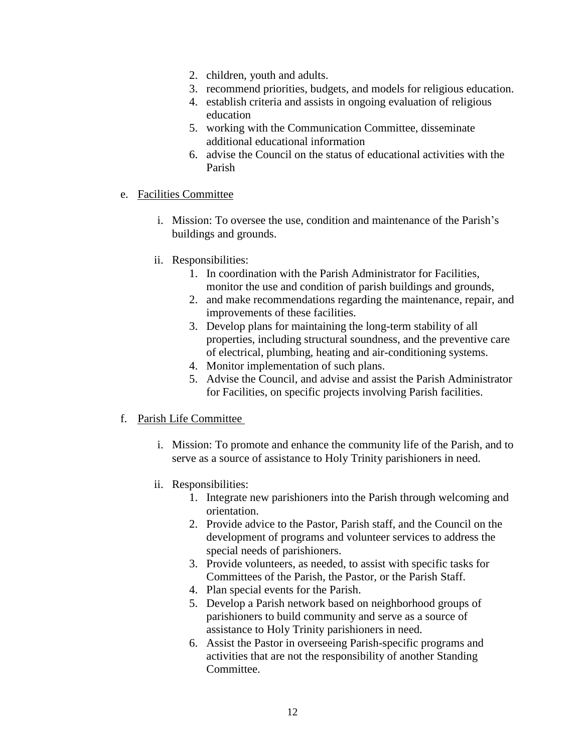2. children, youth and adults.
3. recommend priorities, budgets, and models for religious education.
4. establish criteria and assists in ongoing evaluation of religious education
5. working with the Communication Committee, disseminate additional educational information
6. advise the Council on the status of educational activities with the Parish

e. <u>Facilities Committee</u>

   i. Mission: To oversee the use, condition and maintenance of the Parish's buildings and grounds.

   ii. Responsibilities:
      1. In coordination with the Parish Administrator for Facilities, monitor the use and condition of parish buildings and grounds,
      2. and make recommendations regarding the maintenance, repair, and improvements of these facilities.
      3. Develop plans for maintaining the long-term stability of all properties, including structural soundness, and the preventive care of electrical, plumbing, heating and air-conditioning systems.
      4. Monitor implementation of such plans.
      5. Advise the Council, and advise and assist the Parish Administrator for Facilities, on specific projects involving Parish facilities.

f. <u>Parish Life Committee</u>

   i. Mission: To promote and enhance the community life of the Parish, and to serve as a source of assistance to Holy Trinity parishioners in need.

   ii. Responsibilities:
      1. Integrate new parishioners into the Parish through welcoming and orientation.
      2. Provide advice to the Pastor, Parish staff, and the Council on the development of programs and volunteer services to address the special needs of parishioners.
      3. Provide volunteers, as needed, to assist with specific tasks for Committees of the Parish, the Pastor, or the Parish Staff.
      4. Plan special events for the Parish.
      5. Develop a Parish network based on neighborhood groups of parishioners to build community and serve as a source of assistance to Holy Trinity parishioners in need.
      6. Assist the Pastor in overseeing Parish-specific programs and activities that are not the responsibility of another Standing Committee.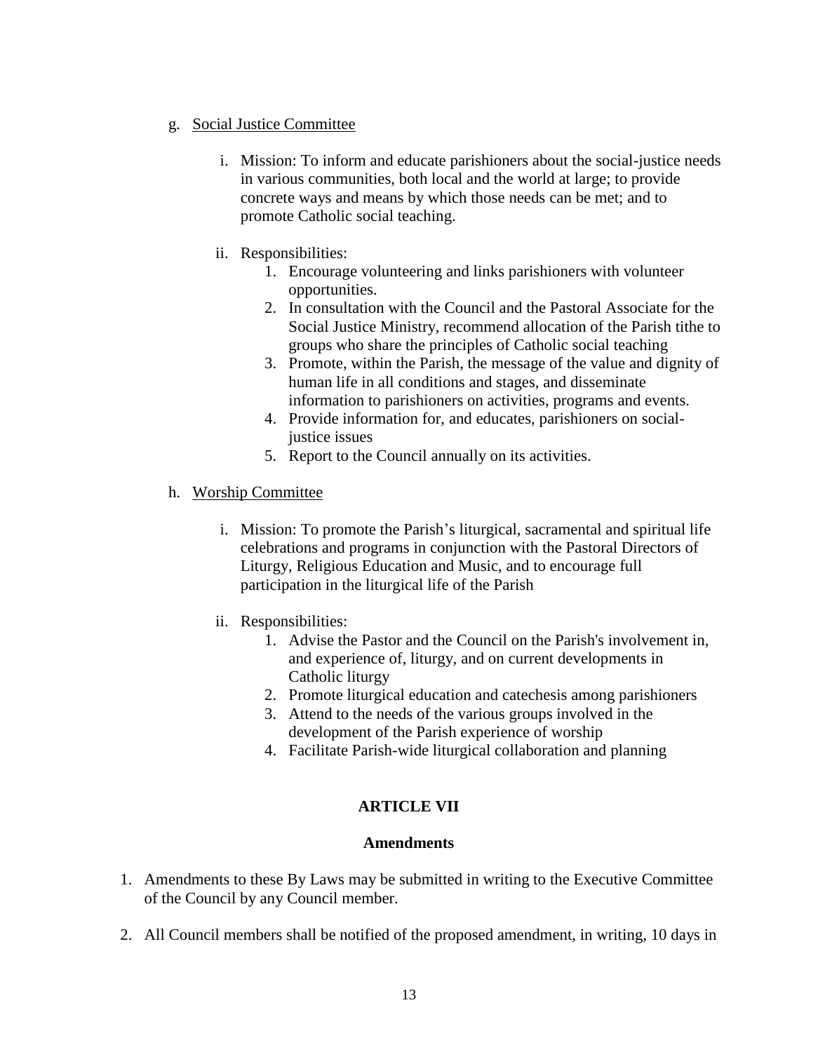g. <u>Social Justice Committee</u>

   i. Mission: To inform and educate parishioners about the social-justice needs in various communities, both local and the world at large; to provide concrete ways and means by which those needs can be met; and to promote Catholic social teaching.

   ii. Responsibilities:
      1. Encourage volunteering and links parishioners with volunteer opportunities.
      2. In consultation with the Council and the Pastoral Associate for the Social Justice Ministry, recommend allocation of the Parish tithe to groups who share the principles of Catholic social teaching
      3. Promote, within the Parish, the message of the value and dignity of human life in all conditions and stages, and disseminate information to parishioners on activities, programs and events.
      4. Provide information for, and educates, parishioners on social-justice issues
      5. Report to the Council annually on its activities.

h. <u>Worship Committee</u>

   i. Mission: To promote the Parish's liturgical, sacramental and spiritual life celebrations and programs in conjunction with the Pastoral Directors of Liturgy, Religious Education and Music, and to encourage full participation in the liturgical life of the Parish

   ii. Responsibilities:
      1. Advise the Pastor and the Council on the Parish's involvement in, and experience of, liturgy, and on current developments in Catholic liturgy
      2. Promote liturgical education and catechesis among parishioners
      3. Attend to the needs of the various groups involved in the development of the Parish experience of worship
      4. Facilitate Parish-wide liturgical collaboration and planning

## ARTICLE VII

### Amendments

1. Amendments to these By Laws may be submitted in writing to the Executive Committee of the Council by any Council member.

2. All Council members shall be notified of the proposed amendment, in writing, 10 days in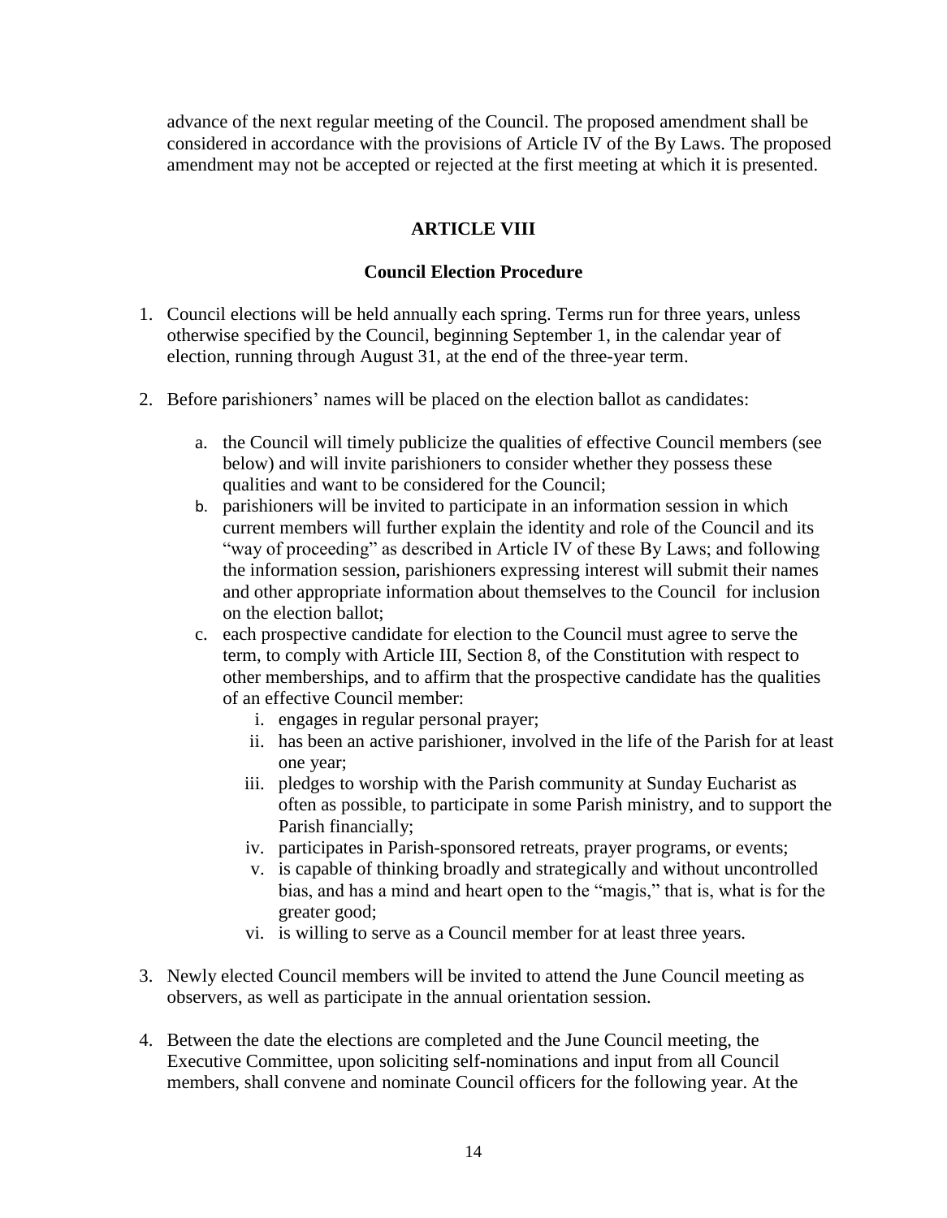advance of the next regular meeting of the Council. The proposed amendment shall be considered in accordance with the provisions of Article IV of the By Laws. The proposed amendment may not be accepted or rejected at the first meeting at which it is presented.

## ARTICLE VIII

### Council Election Procedure

1. Council elections will be held annually each spring. Terms run for three years, unless otherwise specified by the Council, beginning September 1, in the calendar year of election, running through August 31, at the end of the three-year term.

2. Before parishioners' names will be placed on the election ballot as candidates:

   a. the Council will timely publicize the qualities of effective Council members (see below) and will invite parishioners to consider whether they possess these qualities and want to be considered for the Council;

   b. parishioners will be invited to participate in an information session in which current members will further explain the identity and role of the Council and its "way of proceeding" as described in Article IV of these By Laws; and following the information session, parishioners expressing interest will submit their names and other appropriate information about themselves to the Council for inclusion on the election ballot;

   c. each prospective candidate for election to the Council must agree to serve the term, to comply with Article III, Section 8, of the Constitution with respect to other memberships, and to affirm that the prospective candidate has the qualities of an effective Council member:

      i. engages in regular personal prayer;

      ii. has been an active parishioner, involved in the life of the Parish for at least one year;

      iii. pledges to worship with the Parish community at Sunday Eucharist as often as possible, to participate in some Parish ministry, and to support the Parish financially;

      iv. participates in Parish-sponsored retreats, prayer programs, or events;

      v. is capable of thinking broadly and strategically and without uncontrolled bias, and has a mind and heart open to the "magis," that is, what is for the greater good;

      vi. is willing to serve as a Council member for at least three years.

3. Newly elected Council members will be invited to attend the June Council meeting as observers, as well as participate in the annual orientation session.

4. Between the date the elections are completed and the June Council meeting, the Executive Committee, upon soliciting self-nominations and input from all Council members, shall convene and nominate Council officers for the following year. At the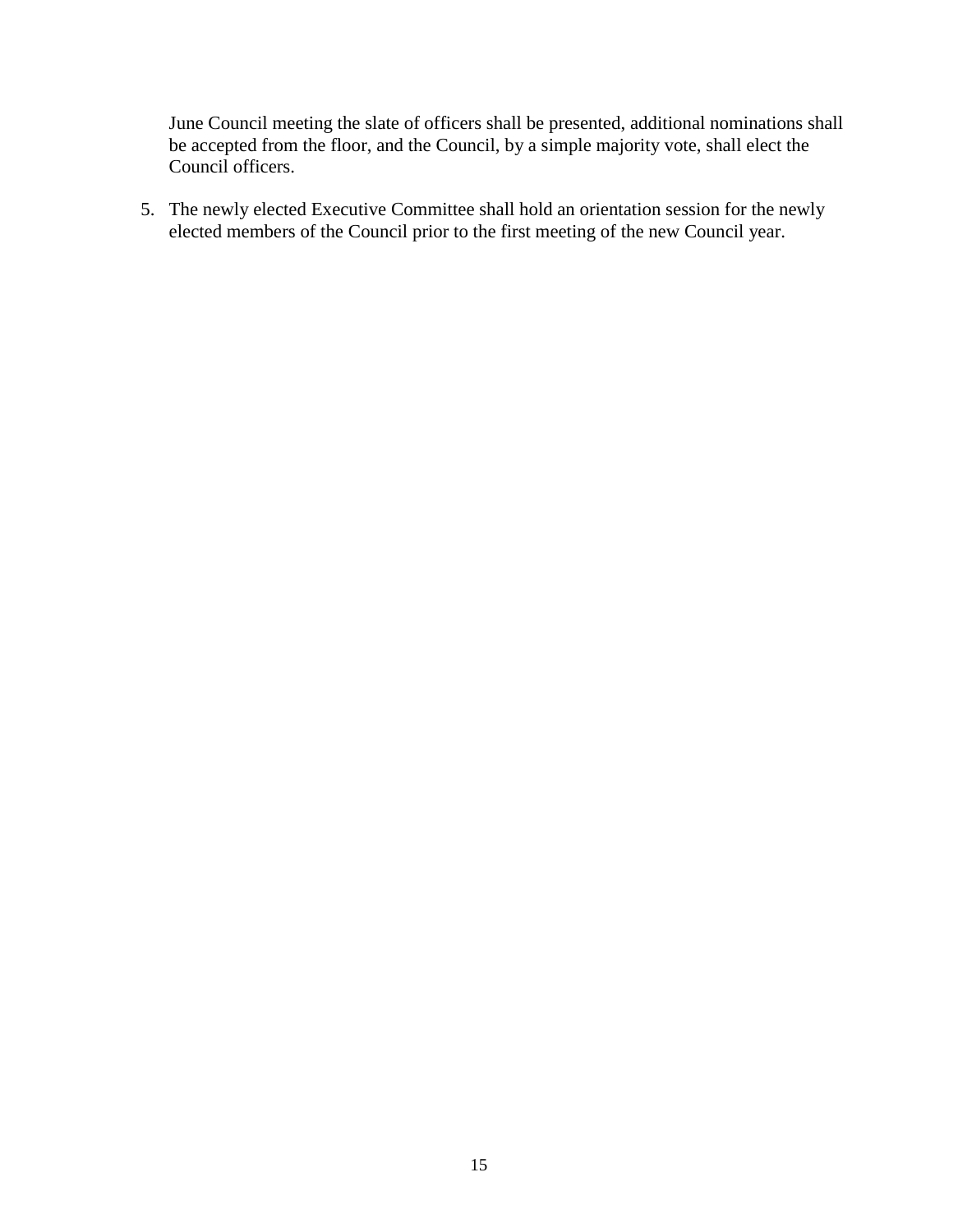June Council meeting the slate of officers shall be presented, additional nominations shall be accepted from the floor, and the Council, by a simple majority vote, shall elect the Council officers.

5. The newly elected Executive Committee shall hold an orientation session for the newly elected members of the Council prior to the first meeting of the new Council year.